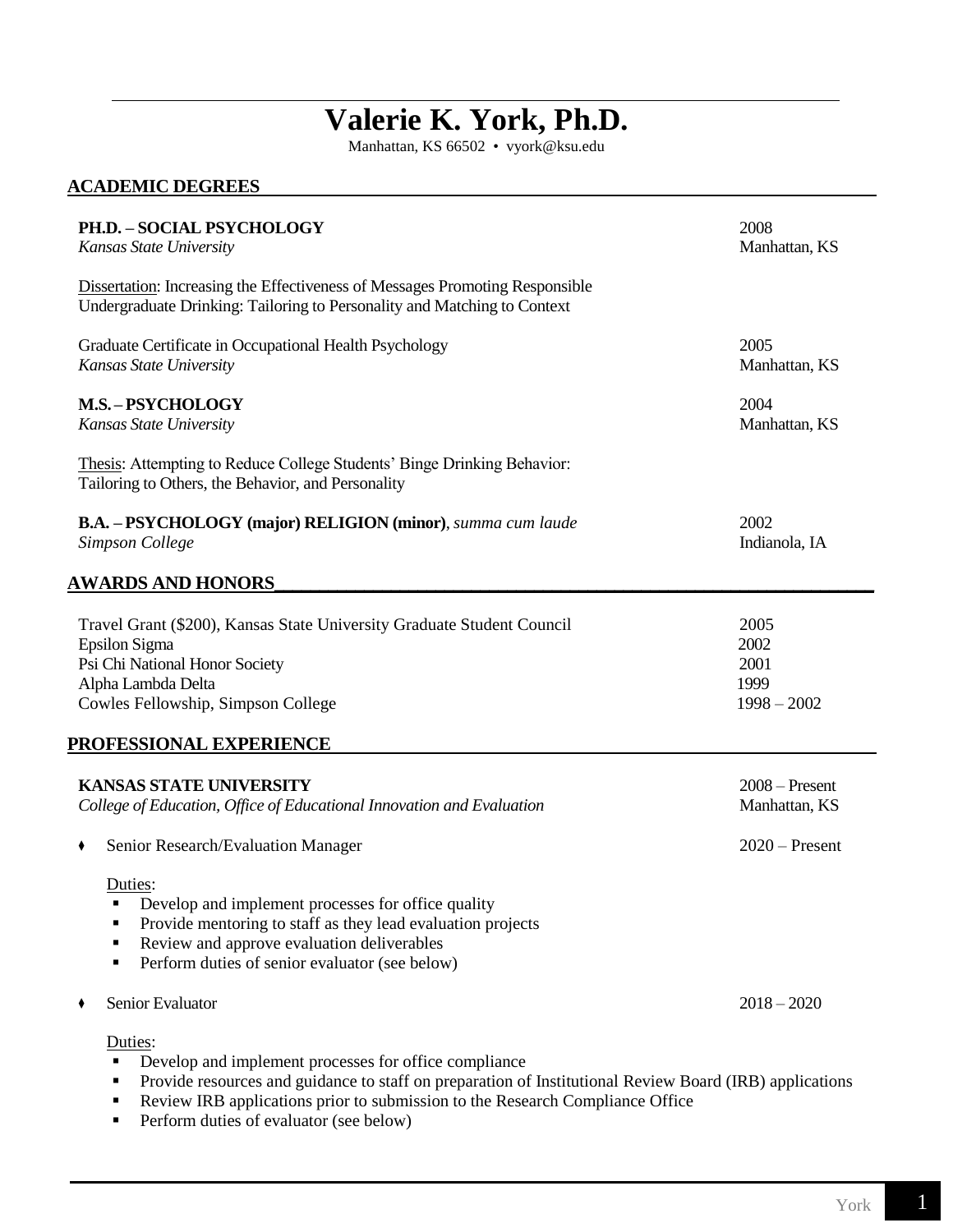# Valerie K. York, Ph.D.

Manhattan, KS 66502 • vyork@ksu.edu

## ACADEMIC DEGREES

**PH.D. – SOCIAL PSYCHOLOGY** — 2008
*Kansas State University* — Manhattan, KS

Dissertation: Increasing the Effectiveness of Messages Promoting Responsible Undergraduate Drinking: Tailoring to Personality and Matching to Context

Graduate Certificate in Occupational Health Psychology — 2005
*Kansas State University* — Manhattan, KS

**M.S. – PSYCHOLOGY** — 2004
*Kansas State University* — Manhattan, KS

Thesis: Attempting to Reduce College Students' Binge Drinking Behavior: Tailoring to Others, the Behavior, and Personality

**B.A. – PSYCHOLOGY (major) RELIGION (minor)**, *summa cum laude* — 2002
*Simpson College* — Indianola, IA

## AWARDS AND HONORS

| Award | Year |
|---|---|
| Travel Grant ($200), Kansas State University Graduate Student Council | 2005 |
| Epsilon Sigma | 2002 |
| Psi Chi National Honor Society | 2001 |
| Alpha Lambda Delta | 1999 |
| Cowles Fellowship, Simpson College | 1998 – 2002 |

## PROFESSIONAL EXPERIENCE

**KANSAS STATE UNIVERSITY** — 2008 – Present
*College of Education, Office of Educational Innovation and Evaluation* — Manhattan, KS

- Senior Research/Evaluation Manager — 2020 – Present

  Duties:
  - Develop and implement processes for office quality
  - Provide mentoring to staff as they lead evaluation projects
  - Review and approve evaluation deliverables
  - Perform duties of senior evaluator (see below)

- Senior Evaluator — 2018 – 2020

  Duties:
  - Develop and implement processes for office compliance
  - Provide resources and guidance to staff on preparation of Institutional Review Board (IRB) applications
  - Review IRB applications prior to submission to the Research Compliance Office
  - Perform duties of evaluator (see below)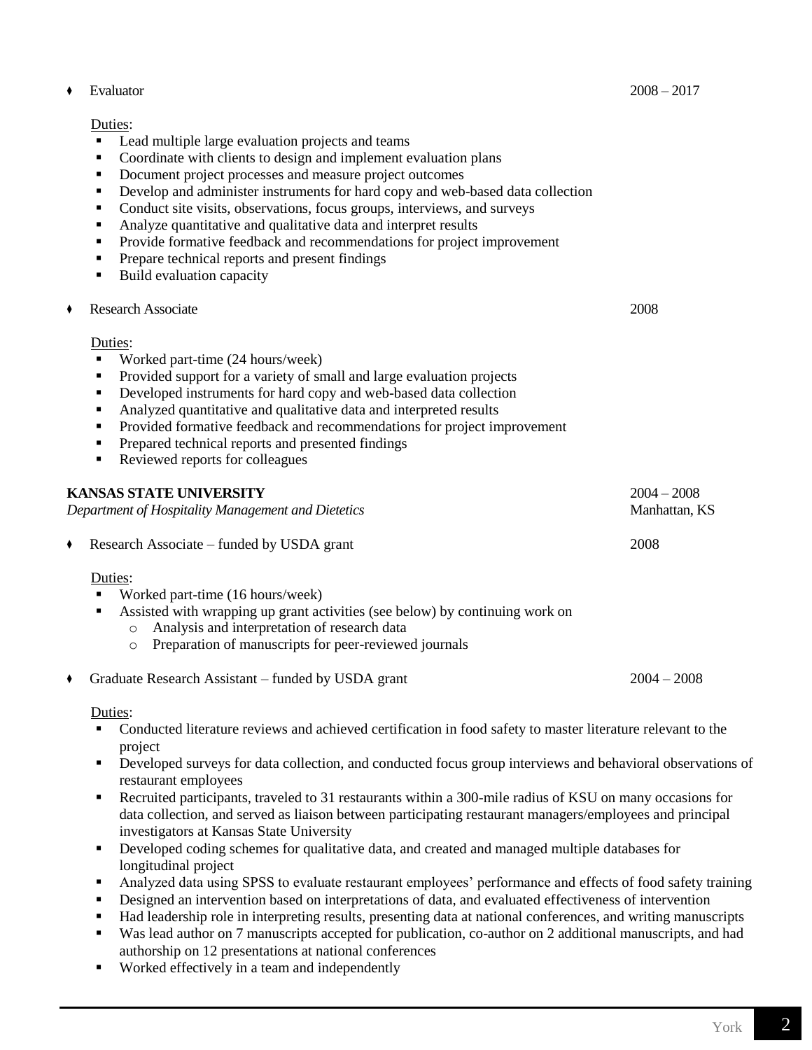- Evaluator 2008 – 2017

  Duties:
  - Lead multiple large evaluation projects and teams
  - Coordinate with clients to design and implement evaluation plans
  - Document project processes and measure project outcomes
  - Develop and administer instruments for hard copy and web-based data collection
  - Conduct site visits, observations, focus groups, interviews, and surveys
  - Analyze quantitative and qualitative data and interpret results
  - Provide formative feedback and recommendations for project improvement
  - Prepare technical reports and present findings
  - Build evaluation capacity

- Research Associate 2008

  Duties:
  - Worked part-time (24 hours/week)
  - Provided support for a variety of small and large evaluation projects
  - Developed instruments for hard copy and web-based data collection
  - Analyzed quantitative and qualitative data and interpreted results
  - Provided formative feedback and recommendations for project improvement
  - Prepared technical reports and presented findings
  - Reviewed reports for colleagues

**KANSAS STATE UNIVERSITY** 2004 – 2008
*Department of Hospitality Management and Dietetics* Manhattan, KS

- Research Associate – funded by USDA grant 2008

  Duties:
  - Worked part-time (16 hours/week)
  - Assisted with wrapping up grant activities (see below) by continuing work on
    - Analysis and interpretation of research data
    - Preparation of manuscripts for peer-reviewed journals

- Graduate Research Assistant – funded by USDA grant 2004 – 2008

  Duties:
  - Conducted literature reviews and achieved certification in food safety to master literature relevant to the project
  - Developed surveys for data collection, and conducted focus group interviews and behavioral observations of restaurant employees
  - Recruited participants, traveled to 31 restaurants within a 300-mile radius of KSU on many occasions for data collection, and served as liaison between participating restaurant managers/employees and principal investigators at Kansas State University
  - Developed coding schemes for qualitative data, and created and managed multiple databases for longitudinal project
  - Analyzed data using SPSS to evaluate restaurant employees' performance and effects of food safety training
  - Designed an intervention based on interpretations of data, and evaluated effectiveness of intervention
  - Had leadership role in interpreting results, presenting data at national conferences, and writing manuscripts
  - Was lead author on 7 manuscripts accepted for publication, co-author on 2 additional manuscripts, and had authorship on 12 presentations at national conferences
  - Worked effectively in a team and independently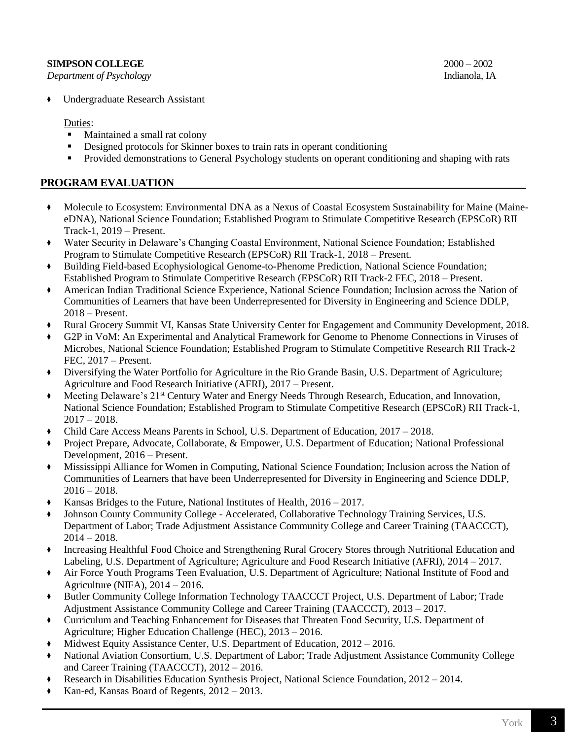**SIMPSON COLLEGE** 2000 – 2002
*Department of Psychology* Indianola, IA

- Undergraduate Research Assistant

  Duties:
  - Maintained a small rat colony
  - Designed protocols for Skinner boxes to train rats in operant conditioning
  - Provided demonstrations to General Psychology students on operant conditioning and shaping with rats

## PROGRAM EVALUATION

- Molecule to Ecosystem: Environmental DNA as a Nexus of Coastal Ecosystem Sustainability for Maine (Maine-eDNA), National Science Foundation; Established Program to Stimulate Competitive Research (EPSCoR) RII Track-1, 2019 – Present.
- Water Security in Delaware's Changing Coastal Environment, National Science Foundation; Established Program to Stimulate Competitive Research (EPSCoR) RII Track-1, 2018 – Present.
- Building Field-based Ecophysiological Genome-to-Phenome Prediction, National Science Foundation; Established Program to Stimulate Competitive Research (EPSCoR) RII Track-2 FEC, 2018 – Present.
- American Indian Traditional Science Experience, National Science Foundation; Inclusion across the Nation of Communities of Learners that have been Underrepresented for Diversity in Engineering and Science DDLP, 2018 – Present.
- Rural Grocery Summit VI, Kansas State University Center for Engagement and Community Development, 2018.
- G2P in VoM: An Experimental and Analytical Framework for Genome to Phenome Connections in Viruses of Microbes, National Science Foundation; Established Program to Stimulate Competitive Research RII Track-2 FEC, 2017 – Present.
- Diversifying the Water Portfolio for Agriculture in the Rio Grande Basin, U.S. Department of Agriculture; Agriculture and Food Research Initiative (AFRI), 2017 – Present.
- Meeting Delaware's 21st Century Water and Energy Needs Through Research, Education, and Innovation, National Science Foundation; Established Program to Stimulate Competitive Research (EPSCoR) RII Track-1, 2017 – 2018.
- Child Care Access Means Parents in School, U.S. Department of Education, 2017 – 2018.
- Project Prepare, Advocate, Collaborate, & Empower, U.S. Department of Education; National Professional Development, 2016 – Present.
- Mississippi Alliance for Women in Computing, National Science Foundation; Inclusion across the Nation of Communities of Learners that have been Underrepresented for Diversity in Engineering and Science DDLP, 2016 – 2018.
- Kansas Bridges to the Future, National Institutes of Health, 2016 – 2017.
- Johnson County Community College - Accelerated, Collaborative Technology Training Services, U.S. Department of Labor; Trade Adjustment Assistance Community College and Career Training (TAACCCT), 2014 – 2018.
- Increasing Healthful Food Choice and Strengthening Rural Grocery Stores through Nutritional Education and Labeling, U.S. Department of Agriculture; Agriculture and Food Research Initiative (AFRI), 2014 – 2017.
- Air Force Youth Programs Teen Evaluation, U.S. Department of Agriculture; National Institute of Food and Agriculture (NIFA), 2014 – 2016.
- Butler Community College Information Technology TAACCCT Project, U.S. Department of Labor; Trade Adjustment Assistance Community College and Career Training (TAACCCT), 2013 – 2017.
- Curriculum and Teaching Enhancement for Diseases that Threaten Food Security, U.S. Department of Agriculture; Higher Education Challenge (HEC), 2013 – 2016.
- Midwest Equity Assistance Center, U.S. Department of Education, 2012 – 2016.
- National Aviation Consortium, U.S. Department of Labor; Trade Adjustment Assistance Community College and Career Training (TAACCCT), 2012 – 2016.
- Research in Disabilities Education Synthesis Project, National Science Foundation, 2012 – 2014.
- Kan-ed, Kansas Board of Regents, 2012 – 2013.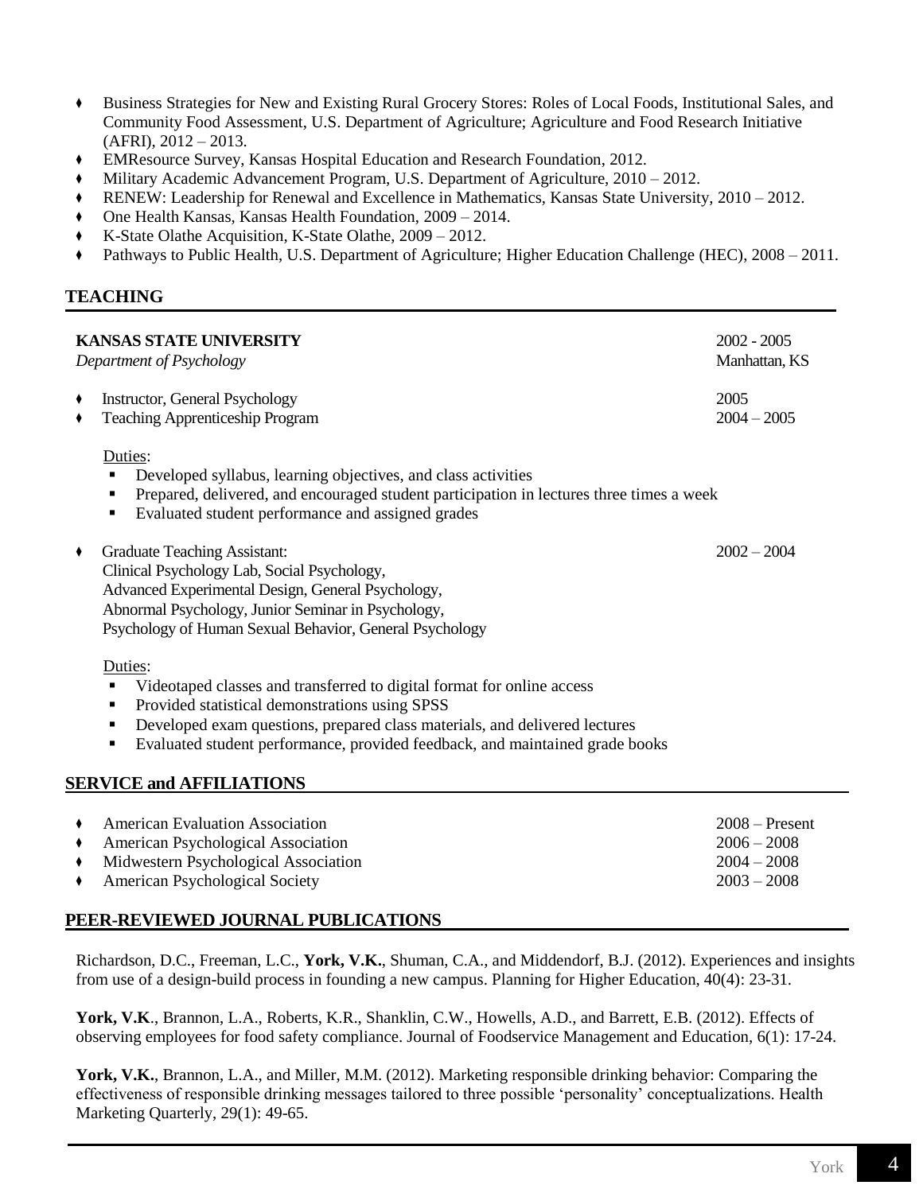- Business Strategies for New and Existing Rural Grocery Stores: Roles of Local Foods, Institutional Sales, and Community Food Assessment, U.S. Department of Agriculture; Agriculture and Food Research Initiative (AFRI), 2012 – 2013.
- EMResource Survey, Kansas Hospital Education and Research Foundation, 2012.
- Military Academic Advancement Program, U.S. Department of Agriculture, 2010 – 2012.
- RENEW: Leadership for Renewal and Excellence in Mathematics, Kansas State University, 2010 – 2012.
- One Health Kansas, Kansas Health Foundation, 2009 – 2014.
- K-State Olathe Acquisition, K-State Olathe, 2009 – 2012.
- Pathways to Public Health, U.S. Department of Agriculture; Higher Education Challenge (HEC), 2008 – 2011.

## TEACHING

**KANSAS STATE UNIVERSITY** 2002 - 2005
*Department of Psychology* Manhattan, KS

- Instructor, General Psychology 2005
- Teaching Apprenticeship Program 2004 – 2005

Duties:

- Developed syllabus, learning objectives, and class activities
- Prepared, delivered, and encouraged student participation in lectures three times a week
- Evaluated student performance and assigned grades

- Graduate Teaching Assistant: 2002 – 2004
  Clinical Psychology Lab, Social Psychology,
  Advanced Experimental Design, General Psychology,
  Abnormal Psychology, Junior Seminar in Psychology,
  Psychology of Human Sexual Behavior, General Psychology

Duties:

- Videotaped classes and transferred to digital format for online access
- Provided statistical demonstrations using SPSS
- Developed exam questions, prepared class materials, and delivered lectures
- Evaluated student performance, provided feedback, and maintained grade books

## SERVICE and AFFILIATIONS

- American Evaluation Association 2008 – Present
- American Psychological Association 2006 – 2008
- Midwestern Psychological Association 2004 – 2008
- American Psychological Society 2003 – 2008

## PEER-REVIEWED JOURNAL PUBLICATIONS

Richardson, D.C., Freeman, L.C., **York, V.K.**, Shuman, C.A., and Middendorf, B.J. (2012). Experiences and insights from use of a design-build process in founding a new campus. Planning for Higher Education, 40(4): 23-31.

**York, V.K**., Brannon, L.A., Roberts, K.R., Shanklin, C.W., Howells, A.D., and Barrett, E.B. (2012). Effects of observing employees for food safety compliance. Journal of Foodservice Management and Education, 6(1): 17-24.

**York, V.K.**, Brannon, L.A., and Miller, M.M. (2012). Marketing responsible drinking behavior: Comparing the effectiveness of responsible drinking messages tailored to three possible 'personality' conceptualizations. Health Marketing Quarterly, 29(1): 49-65.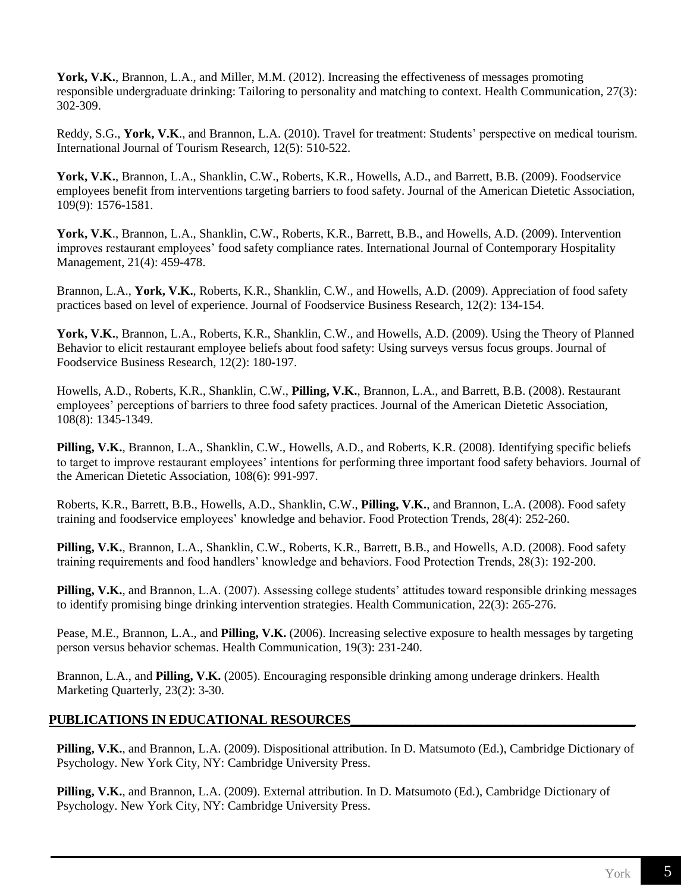**York, V.K.**, Brannon, L.A., and Miller, M.M. (2012). Increasing the effectiveness of messages promoting responsible undergraduate drinking: Tailoring to personality and matching to context. Health Communication, 27(3): 302-309.

Reddy, S.G., **York, V.K**., and Brannon, L.A. (2010). Travel for treatment: Students' perspective on medical tourism. International Journal of Tourism Research, 12(5): 510-522.

**York, V.K.**, Brannon, L.A., Shanklin, C.W., Roberts, K.R., Howells, A.D., and Barrett, B.B. (2009). Foodservice employees benefit from interventions targeting barriers to food safety. Journal of the American Dietetic Association, 109(9): 1576-1581.

**York, V.K**., Brannon, L.A., Shanklin, C.W., Roberts, K.R., Barrett, B.B., and Howells, A.D. (2009). Intervention improves restaurant employees' food safety compliance rates. International Journal of Contemporary Hospitality Management, 21(4): 459-478.

Brannon, L.A., **York, V.K.**, Roberts, K.R., Shanklin, C.W., and Howells, A.D. (2009). Appreciation of food safety practices based on level of experience. Journal of Foodservice Business Research, 12(2): 134-154.

**York, V.K.**, Brannon, L.A., Roberts, K.R., Shanklin, C.W., and Howells, A.D. (2009). Using the Theory of Planned Behavior to elicit restaurant employee beliefs about food safety: Using surveys versus focus groups. Journal of Foodservice Business Research, 12(2): 180-197.

Howells, A.D., Roberts, K.R., Shanklin, C.W., **Pilling, V.K.**, Brannon, L.A., and Barrett, B.B. (2008). Restaurant employees' perceptions of barriers to three food safety practices. Journal of the American Dietetic Association, 108(8): 1345-1349.

**Pilling, V.K.**, Brannon, L.A., Shanklin, C.W., Howells, A.D., and Roberts, K.R. (2008). Identifying specific beliefs to target to improve restaurant employees' intentions for performing three important food safety behaviors. Journal of the American Dietetic Association, 108(6): 991-997.

Roberts, K.R., Barrett, B.B., Howells, A.D., Shanklin, C.W., **Pilling, V.K.**, and Brannon, L.A. (2008). Food safety training and foodservice employees' knowledge and behavior. Food Protection Trends, 28(4): 252-260.

**Pilling, V.K.**, Brannon, L.A., Shanklin, C.W., Roberts, K.R., Barrett, B.B., and Howells, A.D. (2008). Food safety training requirements and food handlers' knowledge and behaviors. Food Protection Trends, 28(3): 192-200.

**Pilling, V.K.**, and Brannon, L.A. (2007). Assessing college students' attitudes toward responsible drinking messages to identify promising binge drinking intervention strategies. Health Communication, 22(3): 265-276.

Pease, M.E., Brannon, L.A., and **Pilling, V.K.** (2006). Increasing selective exposure to health messages by targeting person versus behavior schemas. Health Communication, 19(3): 231-240.

Brannon, L.A., and **Pilling, V.K.** (2005). Encouraging responsible drinking among underage drinkers. Health Marketing Quarterly, 23(2): 3-30.

## PUBLICATIONS IN EDUCATIONAL RESOURCES

**Pilling, V.K.**, and Brannon, L.A. (2009). Dispositional attribution. In D. Matsumoto (Ed.), Cambridge Dictionary of Psychology. New York City, NY: Cambridge University Press.

**Pilling, V.K.**, and Brannon, L.A. (2009). External attribution. In D. Matsumoto (Ed.), Cambridge Dictionary of Psychology. New York City, NY: Cambridge University Press.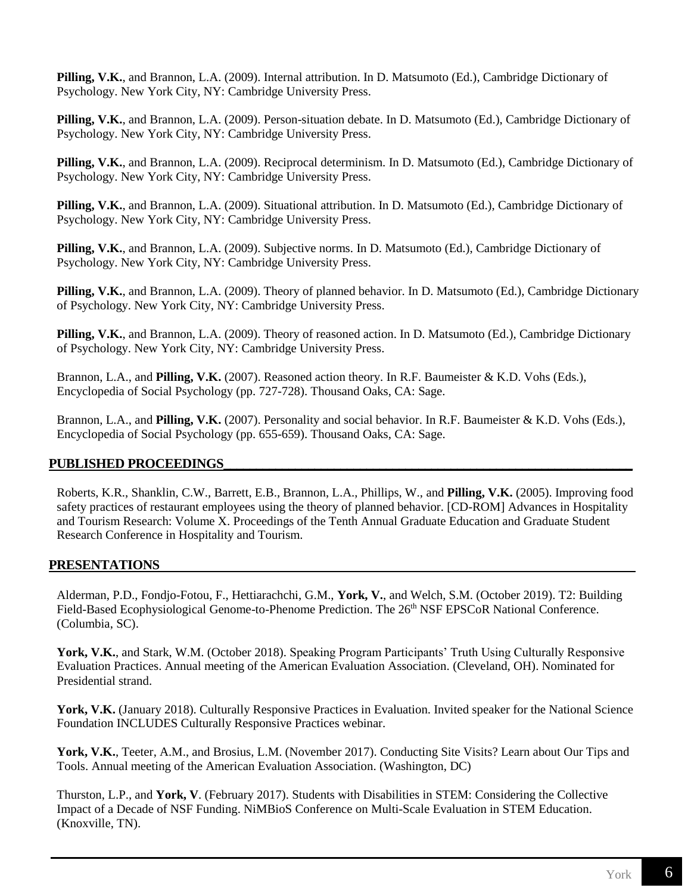**Pilling, V.K.**, and Brannon, L.A. (2009). Internal attribution. In D. Matsumoto (Ed.), Cambridge Dictionary of Psychology. New York City, NY: Cambridge University Press.

**Pilling, V.K.**, and Brannon, L.A. (2009). Person-situation debate. In D. Matsumoto (Ed.), Cambridge Dictionary of Psychology. New York City, NY: Cambridge University Press.

**Pilling, V.K.**, and Brannon, L.A. (2009). Reciprocal determinism. In D. Matsumoto (Ed.), Cambridge Dictionary of Psychology. New York City, NY: Cambridge University Press.

**Pilling, V.K.**, and Brannon, L.A. (2009). Situational attribution. In D. Matsumoto (Ed.), Cambridge Dictionary of Psychology. New York City, NY: Cambridge University Press.

**Pilling, V.K.**, and Brannon, L.A. (2009). Subjective norms. In D. Matsumoto (Ed.), Cambridge Dictionary of Psychology. New York City, NY: Cambridge University Press.

**Pilling, V.K.**, and Brannon, L.A. (2009). Theory of planned behavior. In D. Matsumoto (Ed.), Cambridge Dictionary of Psychology. New York City, NY: Cambridge University Press.

**Pilling, V.K.**, and Brannon, L.A. (2009). Theory of reasoned action. In D. Matsumoto (Ed.), Cambridge Dictionary of Psychology. New York City, NY: Cambridge University Press.

Brannon, L.A., and **Pilling, V.K.** (2007). Reasoned action theory. In R.F. Baumeister & K.D. Vohs (Eds.), Encyclopedia of Social Psychology (pp. 727-728). Thousand Oaks, CA: Sage.

Brannon, L.A., and **Pilling, V.K.** (2007). Personality and social behavior. In R.F. Baumeister & K.D. Vohs (Eds.), Encyclopedia of Social Psychology (pp. 655-659). Thousand Oaks, CA: Sage.

## PUBLISHED PROCEEDINGS

Roberts, K.R., Shanklin, C.W., Barrett, E.B., Brannon, L.A., Phillips, W., and **Pilling, V.K.** (2005). Improving food safety practices of restaurant employees using the theory of planned behavior. [CD-ROM] Advances in Hospitality and Tourism Research: Volume X. Proceedings of the Tenth Annual Graduate Education and Graduate Student Research Conference in Hospitality and Tourism.

## PRESENTATIONS

Alderman, P.D., Fondjo-Fotou, F., Hettiarachchi, G.M., **York, V.**, and Welch, S.M. (October 2019). T2: Building Field-Based Ecophysiological Genome-to-Phenome Prediction. The 26th NSF EPSCoR National Conference. (Columbia, SC).

**York, V.K.**, and Stark, W.M. (October 2018). Speaking Program Participants' Truth Using Culturally Responsive Evaluation Practices. Annual meeting of the American Evaluation Association. (Cleveland, OH). Nominated for Presidential strand.

**York, V.K.** (January 2018). Culturally Responsive Practices in Evaluation. Invited speaker for the National Science Foundation INCLUDES Culturally Responsive Practices webinar.

**York, V.K.**, Teeter, A.M., and Brosius, L.M. (November 2017). Conducting Site Visits? Learn about Our Tips and Tools. Annual meeting of the American Evaluation Association. (Washington, DC)

Thurston, L.P., and **York, V**. (February 2017). Students with Disabilities in STEM: Considering the Collective Impact of a Decade of NSF Funding. NiMBioS Conference on Multi-Scale Evaluation in STEM Education. (Knoxville, TN).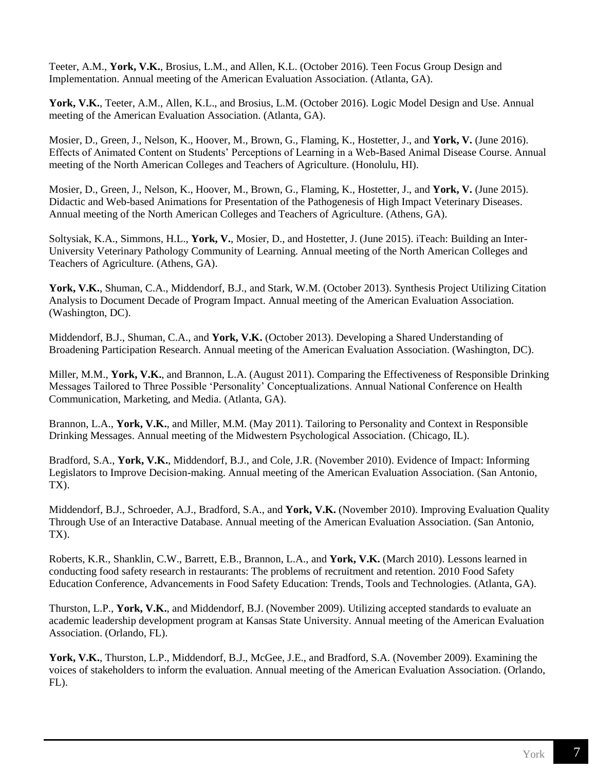Teeter, A.M., **York, V.K.**, Brosius, L.M., and Allen, K.L. (October 2016). Teen Focus Group Design and Implementation. Annual meeting of the American Evaluation Association. (Atlanta, GA).

**York, V.K.**, Teeter, A.M., Allen, K.L., and Brosius, L.M. (October 2016). Logic Model Design and Use. Annual meeting of the American Evaluation Association. (Atlanta, GA).

Mosier, D., Green, J., Nelson, K., Hoover, M., Brown, G., Flaming, K., Hostetter, J., and **York, V.** (June 2016). Effects of Animated Content on Students' Perceptions of Learning in a Web-Based Animal Disease Course. Annual meeting of the North American Colleges and Teachers of Agriculture. (Honolulu, HI).

Mosier, D., Green, J., Nelson, K., Hoover, M., Brown, G., Flaming, K., Hostetter, J., and **York, V.** (June 2015). Didactic and Web-based Animations for Presentation of the Pathogenesis of High Impact Veterinary Diseases. Annual meeting of the North American Colleges and Teachers of Agriculture. (Athens, GA).

Soltysiak, K.A., Simmons, H.L., **York, V.**, Mosier, D., and Hostetter, J. (June 2015). iTeach: Building an Inter-University Veterinary Pathology Community of Learning. Annual meeting of the North American Colleges and Teachers of Agriculture. (Athens, GA).

**York, V.K.**, Shuman, C.A., Middendorf, B.J., and Stark, W.M. (October 2013). Synthesis Project Utilizing Citation Analysis to Document Decade of Program Impact. Annual meeting of the American Evaluation Association. (Washington, DC).

Middendorf, B.J., Shuman, C.A., and **York, V.K.** (October 2013). Developing a Shared Understanding of Broadening Participation Research. Annual meeting of the American Evaluation Association. (Washington, DC).

Miller, M.M., **York, V.K.**, and Brannon, L.A. (August 2011). Comparing the Effectiveness of Responsible Drinking Messages Tailored to Three Possible 'Personality' Conceptualizations. Annual National Conference on Health Communication, Marketing, and Media. (Atlanta, GA).

Brannon, L.A., **York, V.K.**, and Miller, M.M. (May 2011). Tailoring to Personality and Context in Responsible Drinking Messages. Annual meeting of the Midwestern Psychological Association. (Chicago, IL).

Bradford, S.A., **York, V.K.**, Middendorf, B.J., and Cole, J.R. (November 2010). Evidence of Impact: Informing Legislators to Improve Decision-making. Annual meeting of the American Evaluation Association. (San Antonio, TX).

Middendorf, B.J., Schroeder, A.J., Bradford, S.A., and **York, V.K.** (November 2010). Improving Evaluation Quality Through Use of an Interactive Database. Annual meeting of the American Evaluation Association. (San Antonio, TX).

Roberts, K.R., Shanklin, C.W., Barrett, E.B., Brannon, L.A., and **York, V.K.** (March 2010). Lessons learned in conducting food safety research in restaurants: The problems of recruitment and retention. 2010 Food Safety Education Conference, Advancements in Food Safety Education: Trends, Tools and Technologies. (Atlanta, GA).

Thurston, L.P., **York, V.K.**, and Middendorf, B.J. (November 2009). Utilizing accepted standards to evaluate an academic leadership development program at Kansas State University. Annual meeting of the American Evaluation Association. (Orlando, FL).

**York, V.K.**, Thurston, L.P., Middendorf, B.J., McGee, J.E., and Bradford, S.A. (November 2009). Examining the voices of stakeholders to inform the evaluation. Annual meeting of the American Evaluation Association. (Orlando, FL).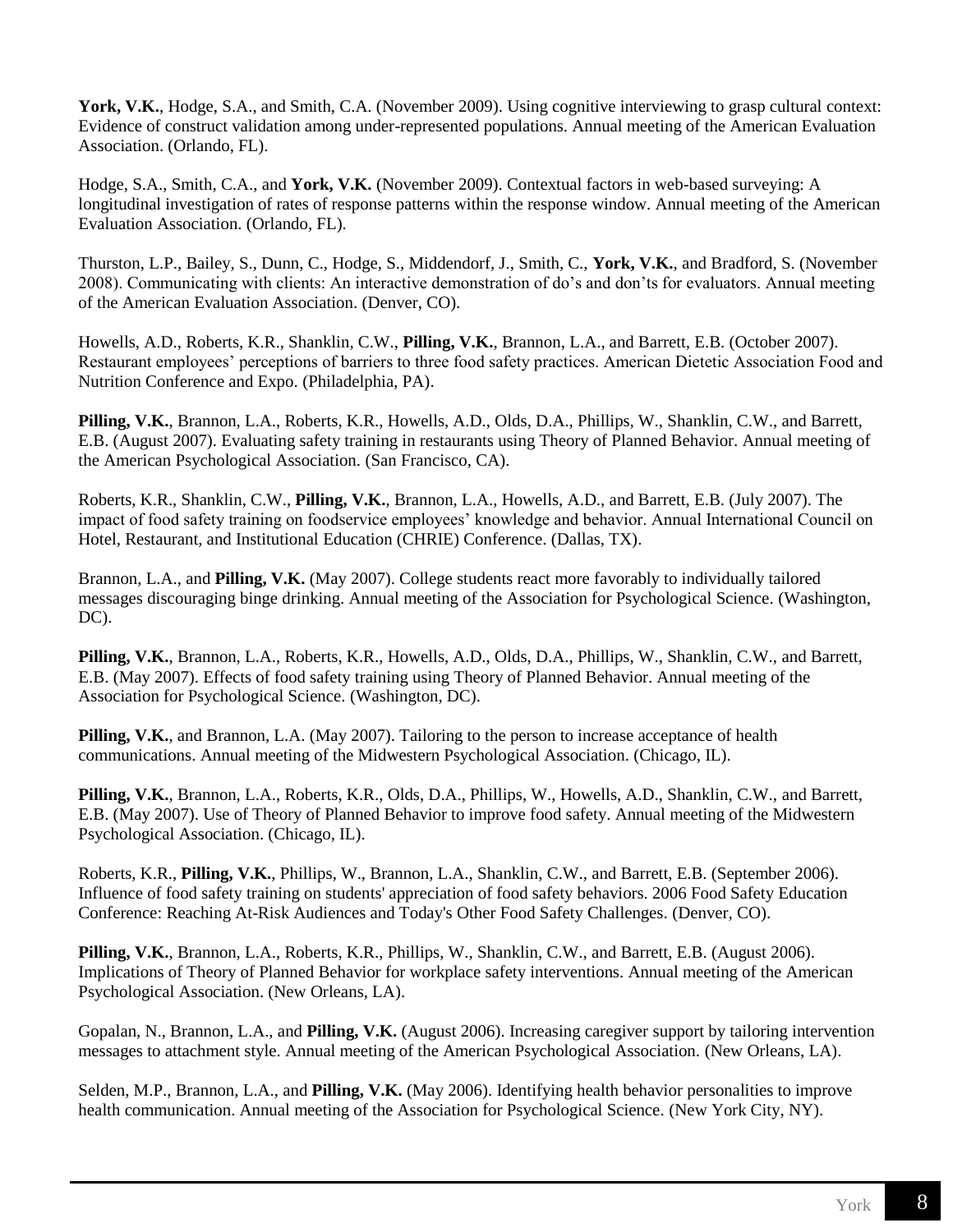**York, V.K.**, Hodge, S.A., and Smith, C.A. (November 2009). Using cognitive interviewing to grasp cultural context: Evidence of construct validation among under-represented populations. Annual meeting of the American Evaluation Association. (Orlando, FL).

Hodge, S.A., Smith, C.A., and **York, V.K.** (November 2009). Contextual factors in web-based surveying: A longitudinal investigation of rates of response patterns within the response window. Annual meeting of the American Evaluation Association. (Orlando, FL).

Thurston, L.P., Bailey, S., Dunn, C., Hodge, S., Middendorf, J., Smith, C., **York, V.K.**, and Bradford, S. (November 2008). Communicating with clients: An interactive demonstration of do's and don'ts for evaluators. Annual meeting of the American Evaluation Association. (Denver, CO).

Howells, A.D., Roberts, K.R., Shanklin, C.W., **Pilling, V.K.**, Brannon, L.A., and Barrett, E.B. (October 2007). Restaurant employees' perceptions of barriers to three food safety practices. American Dietetic Association Food and Nutrition Conference and Expo. (Philadelphia, PA).

**Pilling, V.K.**, Brannon, L.A., Roberts, K.R., Howells, A.D., Olds, D.A., Phillips, W., Shanklin, C.W., and Barrett, E.B. (August 2007). Evaluating safety training in restaurants using Theory of Planned Behavior. Annual meeting of the American Psychological Association. (San Francisco, CA).

Roberts, K.R., Shanklin, C.W., **Pilling, V.K.**, Brannon, L.A., Howells, A.D., and Barrett, E.B. (July 2007). The impact of food safety training on foodservice employees' knowledge and behavior. Annual International Council on Hotel, Restaurant, and Institutional Education (CHRIE) Conference. (Dallas, TX).

Brannon, L.A., and **Pilling, V.K.** (May 2007). College students react more favorably to individually tailored messages discouraging binge drinking. Annual meeting of the Association for Psychological Science. (Washington, DC).

**Pilling, V.K.**, Brannon, L.A., Roberts, K.R., Howells, A.D., Olds, D.A., Phillips, W., Shanklin, C.W., and Barrett, E.B. (May 2007). Effects of food safety training using Theory of Planned Behavior. Annual meeting of the Association for Psychological Science. (Washington, DC).

**Pilling, V.K.**, and Brannon, L.A. (May 2007). Tailoring to the person to increase acceptance of health communications. Annual meeting of the Midwestern Psychological Association. (Chicago, IL).

**Pilling, V.K.**, Brannon, L.A., Roberts, K.R., Olds, D.A., Phillips, W., Howells, A.D., Shanklin, C.W., and Barrett, E.B. (May 2007). Use of Theory of Planned Behavior to improve food safety. Annual meeting of the Midwestern Psychological Association. (Chicago, IL).

Roberts, K.R., **Pilling, V.K.**, Phillips, W., Brannon, L.A., Shanklin, C.W., and Barrett, E.B. (September 2006). Influence of food safety training on students' appreciation of food safety behaviors. 2006 Food Safety Education Conference: Reaching At-Risk Audiences and Today's Other Food Safety Challenges. (Denver, CO).

**Pilling, V.K.**, Brannon, L.A., Roberts, K.R., Phillips, W., Shanklin, C.W., and Barrett, E.B. (August 2006). Implications of Theory of Planned Behavior for workplace safety interventions. Annual meeting of the American Psychological Association. (New Orleans, LA).

Gopalan, N., Brannon, L.A., and **Pilling, V.K.** (August 2006). Increasing caregiver support by tailoring intervention messages to attachment style. Annual meeting of the American Psychological Association. (New Orleans, LA).

Selden, M.P., Brannon, L.A., and **Pilling, V.K.** (May 2006). Identifying health behavior personalities to improve health communication. Annual meeting of the Association for Psychological Science. (New York City, NY).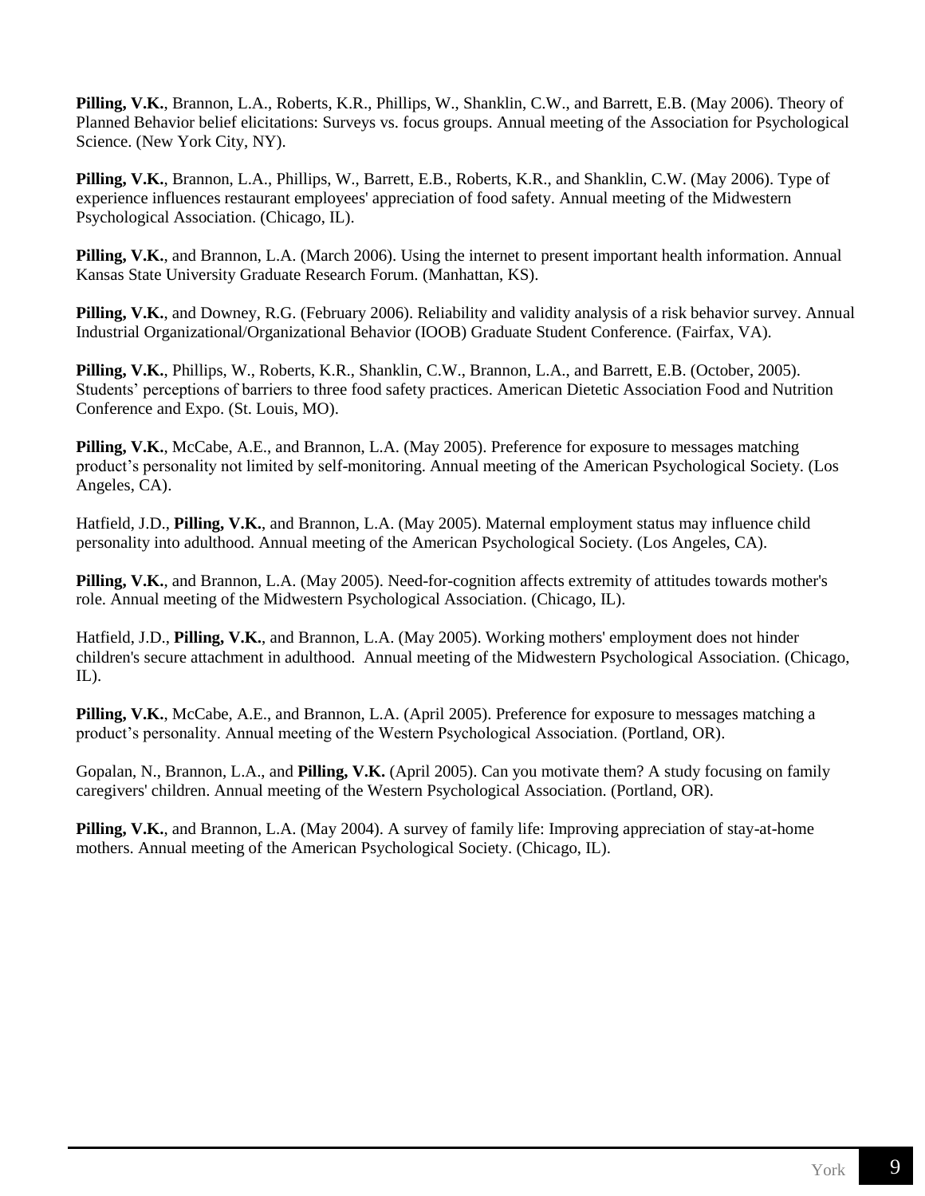**Pilling, V.K.**, Brannon, L.A., Roberts, K.R., Phillips, W., Shanklin, C.W., and Barrett, E.B. (May 2006). Theory of Planned Behavior belief elicitations: Surveys vs. focus groups. Annual meeting of the Association for Psychological Science. (New York City, NY).

**Pilling, V.K.**, Brannon, L.A., Phillips, W., Barrett, E.B., Roberts, K.R., and Shanklin, C.W. (May 2006). Type of experience influences restaurant employees' appreciation of food safety. Annual meeting of the Midwestern Psychological Association. (Chicago, IL).

**Pilling, V.K.**, and Brannon, L.A. (March 2006). Using the internet to present important health information. Annual Kansas State University Graduate Research Forum. (Manhattan, KS).

**Pilling, V.K.**, and Downey, R.G. (February 2006). Reliability and validity analysis of a risk behavior survey. Annual Industrial Organizational/Organizational Behavior (IOOB) Graduate Student Conference. (Fairfax, VA).

**Pilling, V.K.**, Phillips, W., Roberts, K.R., Shanklin, C.W., Brannon, L.A., and Barrett, E.B. (October, 2005). Students' perceptions of barriers to three food safety practices. American Dietetic Association Food and Nutrition Conference and Expo. (St. Louis, MO).

**Pilling, V.K.**, McCabe, A.E., and Brannon, L.A. (May 2005). Preference for exposure to messages matching product's personality not limited by self-monitoring. Annual meeting of the American Psychological Society. (Los Angeles, CA).

Hatfield, J.D., **Pilling, V.K.**, and Brannon, L.A. (May 2005). Maternal employment status may influence child personality into adulthood. Annual meeting of the American Psychological Society. (Los Angeles, CA).

**Pilling, V.K.**, and Brannon, L.A. (May 2005). Need-for-cognition affects extremity of attitudes towards mother's role. Annual meeting of the Midwestern Psychological Association. (Chicago, IL).

Hatfield, J.D., **Pilling, V.K.**, and Brannon, L.A. (May 2005). Working mothers' employment does not hinder children's secure attachment in adulthood. Annual meeting of the Midwestern Psychological Association. (Chicago, IL).

**Pilling, V.K.**, McCabe, A.E., and Brannon, L.A. (April 2005). Preference for exposure to messages matching a product's personality. Annual meeting of the Western Psychological Association. (Portland, OR).

Gopalan, N., Brannon, L.A., and **Pilling, V.K.** (April 2005). Can you motivate them? A study focusing on family caregivers' children. Annual meeting of the Western Psychological Association. (Portland, OR).

**Pilling, V.K.**, and Brannon, L.A. (May 2004). A survey of family life: Improving appreciation of stay-at-home mothers. Annual meeting of the American Psychological Society. (Chicago, IL).